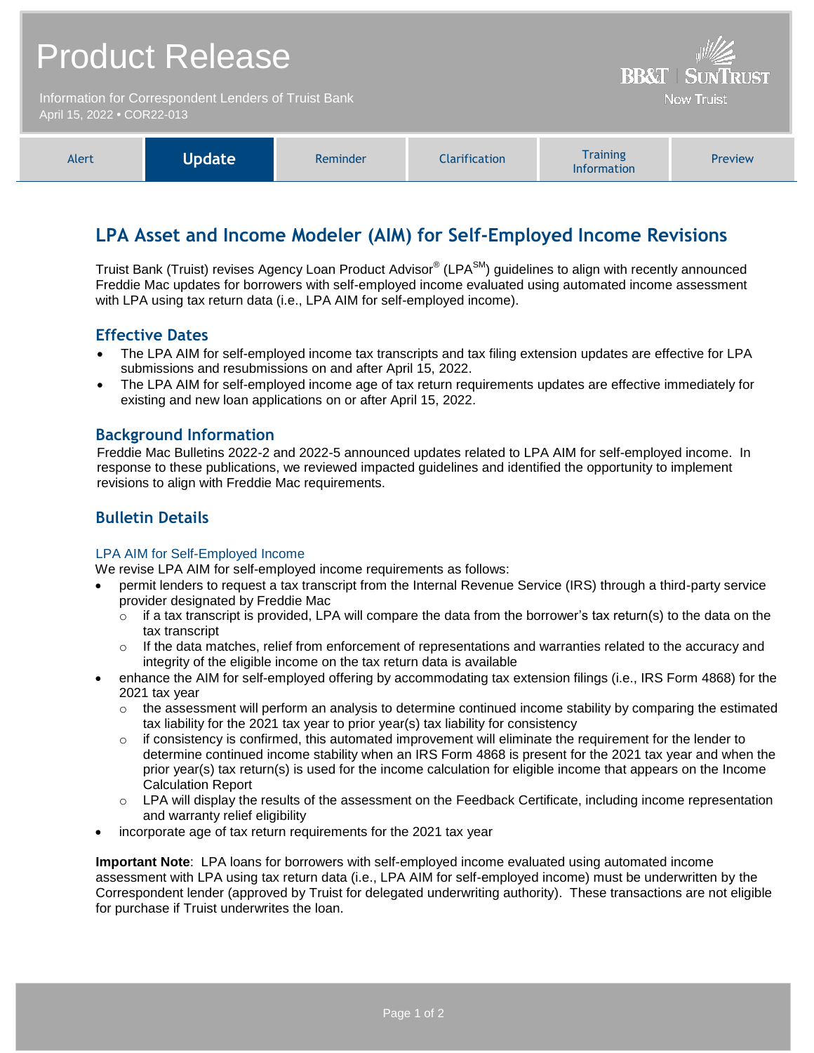# Product Release

Information for Correspondent Lenders of Truist Bank
April 15, 2022 • COR22-013

BB&T | SunTrust
Now Truist

| Alert | **Update** | Reminder | Clarification | Training Information | Preview |
|---|---|---|---|---|---|

## LPA Asset and Income Modeler (AIM) for Self-Employed Income Revisions

Truist Bank (Truist) revises Agency Loan Product Advisor® (LPA℠) guidelines to align with recently announced Freddie Mac updates for borrowers with self-employed income evaluated using automated income assessment with LPA using tax return data (i.e., LPA AIM for self-employed income).

### Effective Dates

- The LPA AIM for self-employed income tax transcripts and tax filing extension updates are effective for LPA submissions and resubmissions on and after April 15, 2022.
- The LPA AIM for self-employed income age of tax return requirements updates are effective immediately for existing and new loan applications on or after April 15, 2022.

### Background Information

Freddie Mac Bulletins 2022-2 and 2022-5 announced updates related to LPA AIM for self-employed income. In response to these publications, we reviewed impacted guidelines and identified the opportunity to implement revisions to align with Freddie Mac requirements.

### Bulletin Details

#### LPA AIM for Self-Employed Income

We revise LPA AIM for self-employed income requirements as follows:

- permit lenders to request a tax transcript from the Internal Revenue Service (IRS) through a third-party service provider designated by Freddie Mac
  - if a tax transcript is provided, LPA will compare the data from the borrower's tax return(s) to the data on the tax transcript
  - If the data matches, relief from enforcement of representations and warranties related to the accuracy and integrity of the eligible income on the tax return data is available
- enhance the AIM for self-employed offering by accommodating tax extension filings (i.e., IRS Form 4868) for the 2021 tax year
  - the assessment will perform an analysis to determine continued income stability by comparing the estimated tax liability for the 2021 tax year to prior year(s) tax liability for consistency
  - if consistency is confirmed, this automated improvement will eliminate the requirement for the lender to determine continued income stability when an IRS Form 4868 is present for the 2021 tax year and when the prior year(s) tax return(s) is used for the income calculation for eligible income that appears on the Income Calculation Report
  - LPA will display the results of the assessment on the Feedback Certificate, including income representation and warranty relief eligibility
- incorporate age of tax return requirements for the 2021 tax year

**Important Note**: LPA loans for borrowers with self-employed income evaluated using automated income assessment with LPA using tax return data (i.e., LPA AIM for self-employed income) must be underwritten by the Correspondent lender (approved by Truist for delegated underwriting authority). These transactions are not eligible for purchase if Truist underwrites the loan.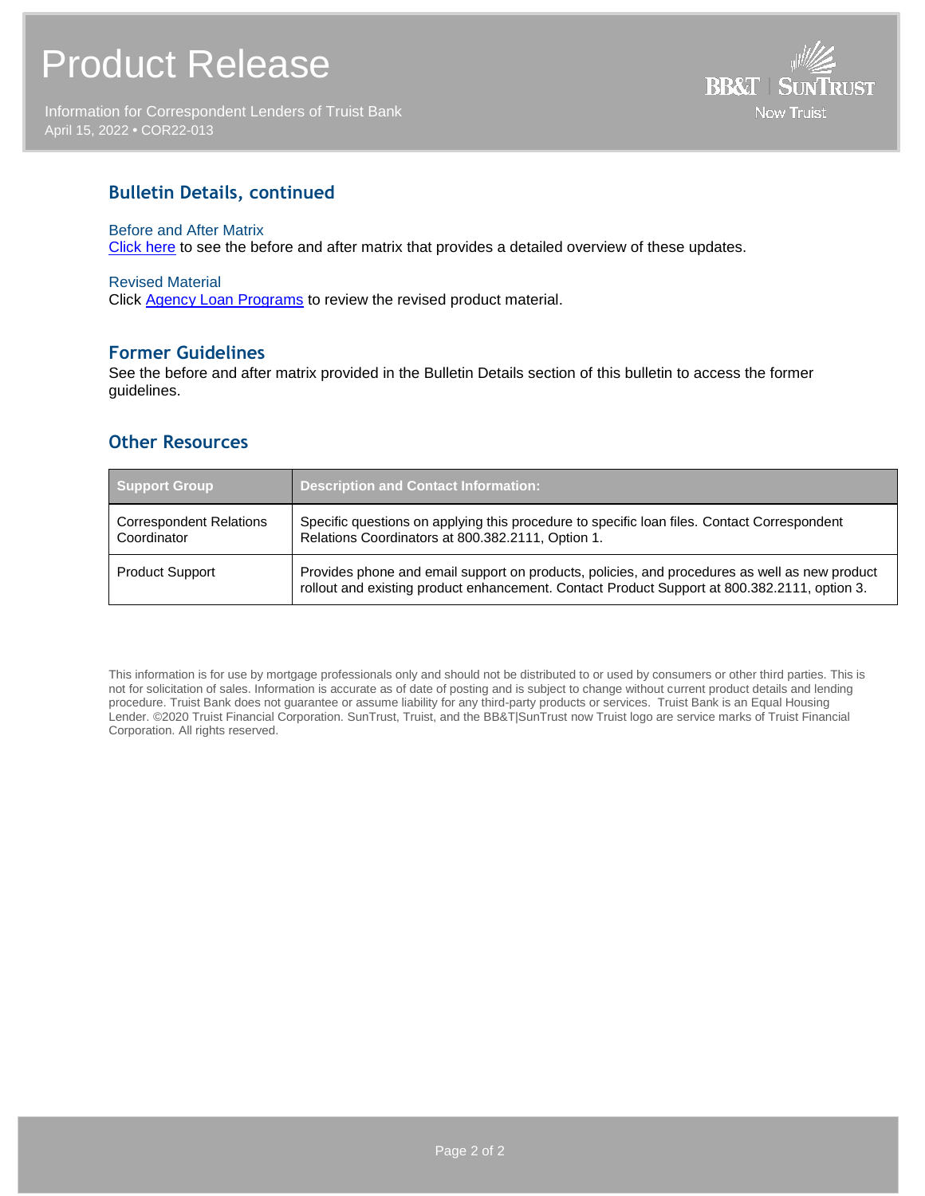## Bulletin Details, continued

### Before and After Matrix

Click here to see the before and after matrix that provides a detailed overview of these updates.

### Revised Material

Click Agency Loan Programs to review the revised product material.

## Former Guidelines

See the before and after matrix provided in the Bulletin Details section of this bulletin to access the former guidelines.

## Other Resources

| Support Group | Description and Contact Information: |
|---|---|
| Correspondent Relations Coordinator | Specific questions on applying this procedure to specific loan files. Contact Correspondent Relations Coordinators at 800.382.2111, Option 1. |
| Product Support | Provides phone and email support on products, policies, and procedures as well as new product rollout and existing product enhancement. Contact Product Support at 800.382.2111, option 3. |

This information is for use by mortgage professionals only and should not be distributed to or used by consumers or other third parties. This is not for solicitation of sales. Information is accurate as of date of posting and is subject to change without current product details and lending procedure. Truist Bank does not guarantee or assume liability for any third-party products or services. Truist Bank is an Equal Housing Lender. ©2020 Truist Financial Corporation. SunTrust, Truist, and the BB&T|SunTrust now Truist logo are service marks of Truist Financial Corporation. All rights reserved.